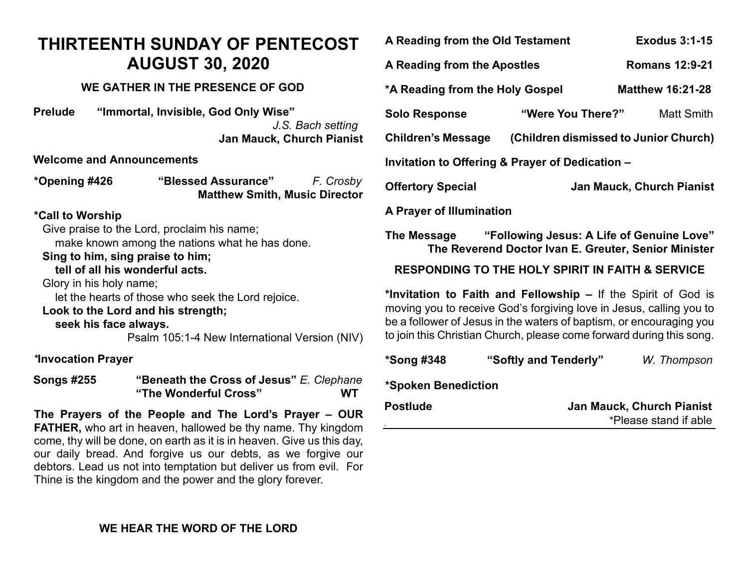# THIRTEENTH SUNDAY OF PENTECOST
# AUGUST 30, 2020

### WE GATHER IN THE PRESENCE OF GOD

**Prelude** **"Immortal, Invisible, God Only Wise"**
*J.S. Bach setting*
**Jan Mauck, Church Pianist**

**Welcome and Announcements**

**\*Opening #426** **"Blessed Assurance"** *F. Crosby*
**Matthew Smith, Music Director**

**\*Call to Worship**

Give praise to the Lord, proclaim his name;
make known among the nations what he has done.
**Sing to him, sing praise to him;**
**tell of all his wonderful acts.**
Glory in his holy name;
let the hearts of those who seek the Lord rejoice.
**Look to the Lord and his strength;**
**seek his face always.**
Psalm 105:1-4 New International Version (NIV)

***Invocation Prayer**

**Songs #255** **"Beneath the Cross of Jesus"** *E. Clephane*
**"The Wonderful Cross"** **WT**

**The Prayers of the People and The Lord's Prayer – OUR FATHER,** who art in heaven, hallowed be thy name. Thy kingdom come, thy will be done, on earth as it is in heaven. Give us this day, our daily bread. And forgive us our debts, as we forgive our debtors. Lead us not into temptation but deliver us from evil. For Thine is the kingdom and the power and the glory forever.

### WE HEAR THE WORD OF THE LORD

**A Reading from the Old Testament** **Exodus 3:1-15**

**A Reading from the Apostles** **Romans 12:9-21**

**\*A Reading from the Holy Gospel** **Matthew 16:21-28**

**Solo Response** **"Were You There?"** Matt Smith

**Children's Message** **(Children dismissed to Junior Church)**

**Invitation to Offering & Prayer of Dedication –**

**Offertory Special** **Jan Mauck, Church Pianist**

**A Prayer of Illumination**

**The Message** **"Following Jesus: A Life of Genuine Love"**
**The Reverend Doctor Ivan E. Greuter, Senior Minister**

### RESPONDING TO THE HOLY SPIRIT IN FAITH & SERVICE

**\*Invitation to Faith and Fellowship –** If the Spirit of God is moving you to receive God's forgiving love in Jesus, calling you to be a follower of Jesus in the waters of baptism, or encouraging you to join this Christian Church, please come forward during this song.

**\*Song #348** **"Softly and Tenderly"** *W. Thompson*

**\*Spoken Benediction**

**Postlude** **Jan Mauck, Church Pianist**

\*Please stand if able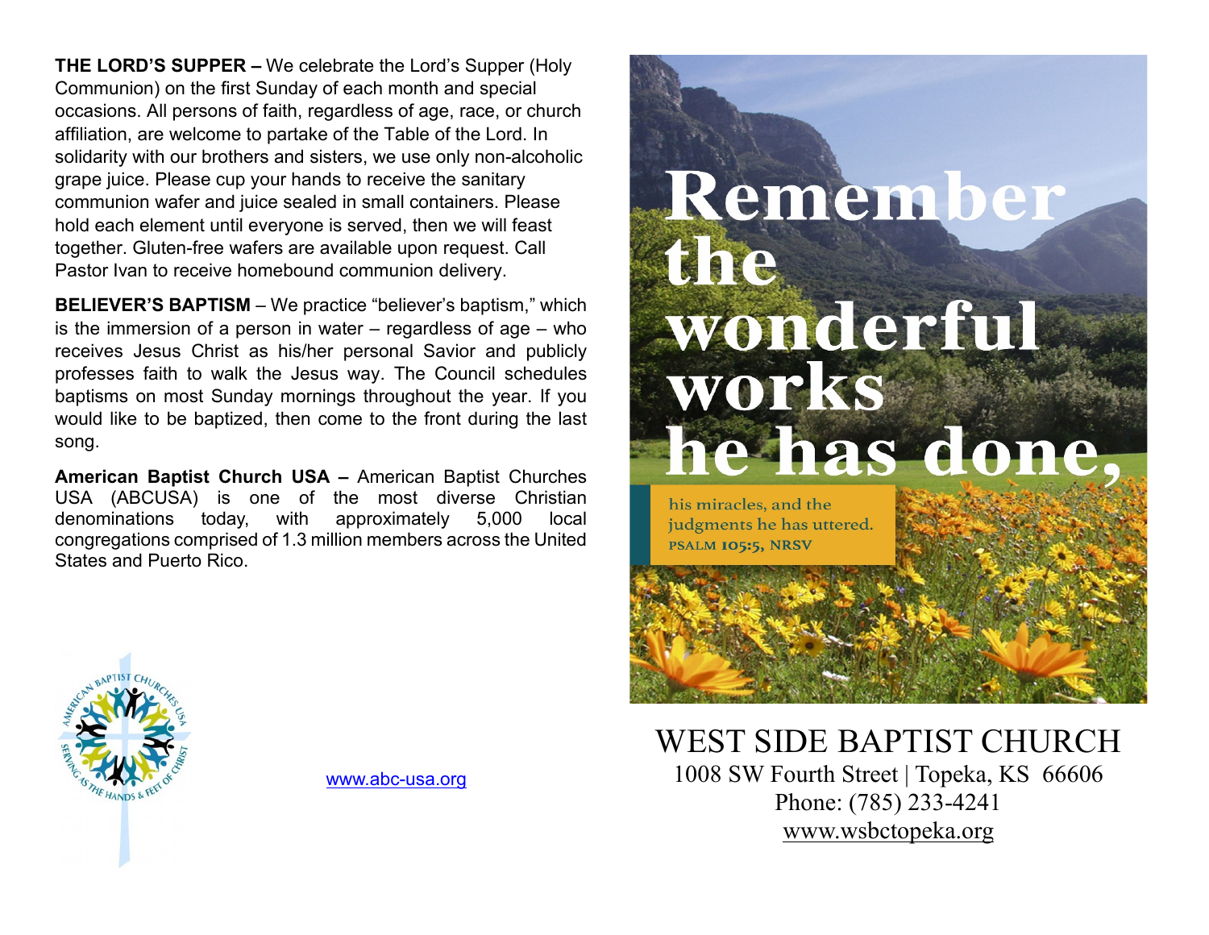**THE LORD'S SUPPER –** We celebrate the Lord's Supper (Holy Communion) on the first Sunday of each month and special occasions. All persons of faith, regardless of age, race, or church affiliation, are welcome to partake of the Table of the Lord. In solidarity with our brothers and sisters, we use only non-alcoholic grape juice. Please cup your hands to receive the sanitary communion wafer and juice sealed in small containers. Please hold each element until everyone is served, then we will feast together. Gluten-free wafers are available upon request. Call Pastor Ivan to receive homebound communion delivery.

**BELIEVER'S BAPTISM** – We practice "believer's baptism," which is the immersion of a person in water – regardless of age – who receives Jesus Christ as his/her personal Savior and publicly professes faith to walk the Jesus way. The Council schedules baptisms on most Sunday mornings throughout the year. If you would like to be baptized, then come to the front during the last song.

**American Baptist Church USA –** American Baptist Churches USA (ABCUSA) is one of the most diverse Christian denominations today, with approximately 5,000 local congregations comprised of 1.3 million members across the United States and Puerto Rico.

AMERICAN BAPTIST CHURCHES USA
SERVING AS THE HANDS & FEET OF CHRIST

www.abc-usa.org

# Remember the wonderful works he has done,

his miracles, and the judgments he has uttered.
PSALM 105:5, NRSV

WEST SIDE BAPTIST CHURCH
1008 SW Fourth Street | Topeka, KS 66606
Phone: (785) 233-4241
www.wsbctopeka.org